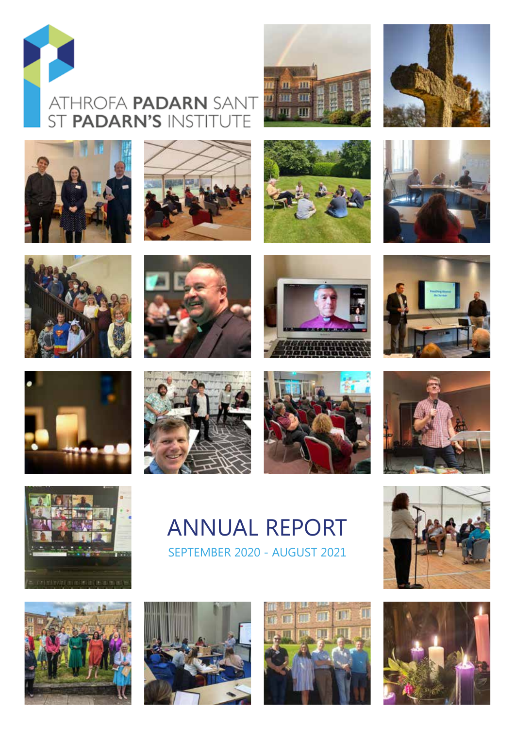ATHROFA **PADARN** SANT
ST **PADARN'S** INSTITUTE

# ANNUAL REPORT

SEPTEMBER 2020 - AUGUST 2021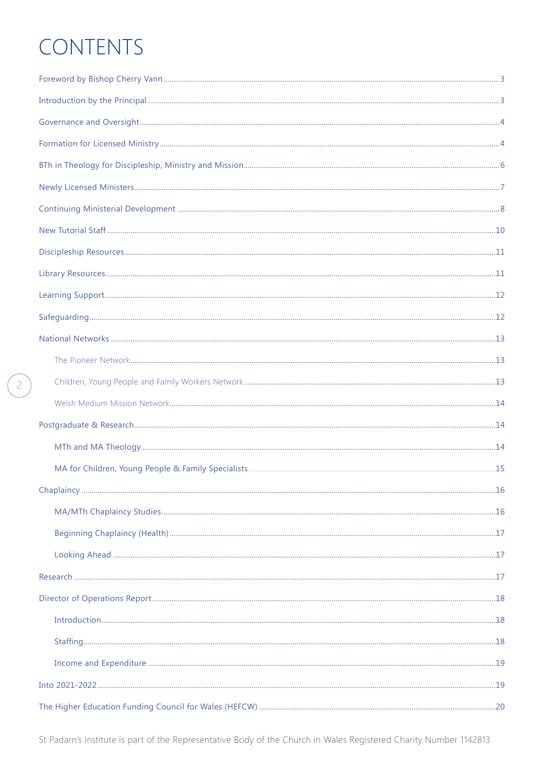# CONTENTS

Foreword by Bishop Cherry Vann ........................................ 3

Introduction by the Principal ........................................ 3

Governance and Oversight ........................................ 4

Formation for Licensed Ministry ........................................ 4

BTh in Theology for Discipleship, Ministry and Mission ........................................ 6

Newly Licensed Ministers ........................................ 7

Continuing Ministerial Development ........................................ 8

New Tutorial Staff ........................................ 10

Discipleship Resources ........................................ 11

Library Resources ........................................ 11

Learning Support ........................................ 12

Safeguarding ........................................ 12

National Networks ........................................ 13

- The Pioneer Network ........................................ 13
- Children, Young People and Family Workers Network ........................................ 13
- Welsh Medium Mission Network ........................................ 14

Postgraduate & Research ........................................ 14

- MTh and MA Theology ........................................ 14
- MA for Children, Young People & Family Specialists ........................................ 15

Chaplaincy ........................................ 16

- MA/MTh Chaplaincy Studies ........................................ 16
- Beginning Chaplaincy (Health) ........................................ 17
- Looking Ahead ........................................ 17

Research ........................................ 17

Director of Operations Report ........................................ 18

- Introduction ........................................ 18
- Staffing ........................................ 18
- Income and Expenditure ........................................ 19

Into 2021-2022 ........................................ 19

The Higher Education Funding Council for Wales (HEFCW) ........................................ 20

St Padarn's Institute is part of the Representative Body of the Church in Wales Registered Charity Number 1142813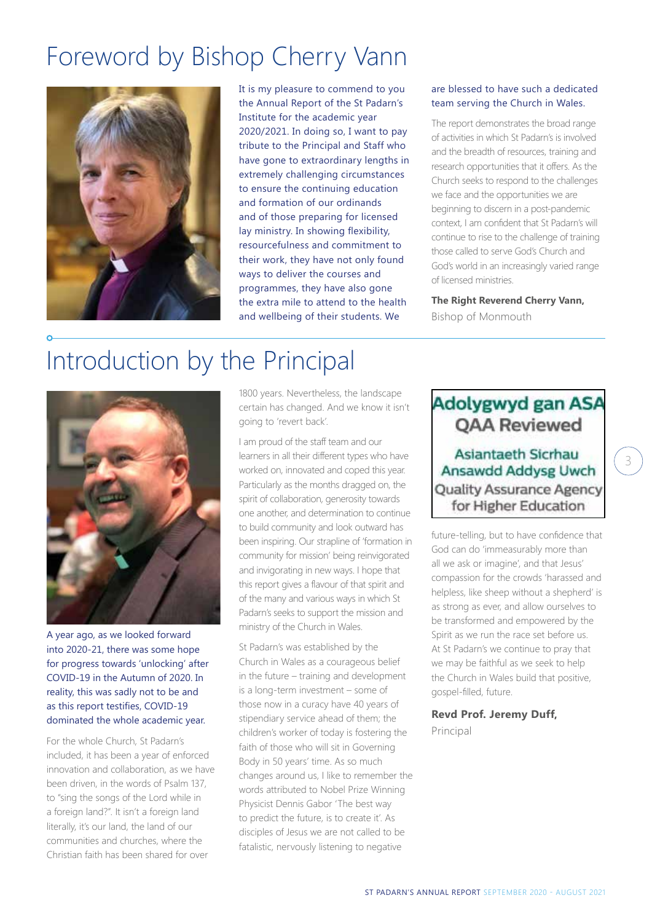# Foreword by Bishop Cherry Vann

It is my pleasure to commend to you the Annual Report of the St Padarn's Institute for the academic year 2020/2021. In doing so, I want to pay tribute to the Principal and Staff who have gone to extraordinary lengths in extremely challenging circumstances to ensure the continuing education and formation of our ordinands and of those preparing for licensed lay ministry. In showing flexibility, resourcefulness and commitment to their work, they have not only found ways to deliver the courses and programmes, they have also gone the extra mile to attend to the health and wellbeing of their students. We are blessed to have such a dedicated team serving the Church in Wales.

The report demonstrates the broad range of activities in which St Padarn's is involved and the breadth of resources, training and research opportunities that it offers. As the Church seeks to respond to the challenges we face and the opportunities we are beginning to discern in a post-pandemic context, I am confident that St Padarn's will continue to rise to the challenge of training those called to serve God's Church and God's world in an increasingly varied range of licensed ministries.

**The Right Reverend Cherry Vann,**
Bishop of Monmouth

# Introduction by the Principal

A year ago, as we looked forward into 2020-21, there was some hope for progress towards 'unlocking' after COVID-19 in the Autumn of 2020. In reality, this was sadly not to be and as this report testifies, COVID-19 dominated the whole academic year.

For the whole Church, St Padarn's included, it has been a year of enforced innovation and collaboration, as we have been driven, in the words of Psalm 137, to "sing the songs of the Lord while in a foreign land?". It isn't a foreign land literally, it's our land, the land of our communities and churches, where the Christian faith has been shared for over 1800 years. Nevertheless, the landscape certain has changed. And we know it isn't going to 'revert back'.

I am proud of the staff team and our learners in all their different types who have worked on, innovated and coped this year. Particularly as the months dragged on, the spirit of collaboration, generosity towards one another, and determination to continue to build community and look outward has been inspiring. Our strapline of 'formation in community for mission' being reinvigorated and invigorating in new ways. I hope that this report gives a flavour of that spirit and of the many and various ways in which St Padarn's seeks to support the mission and ministry of the Church in Wales.

St Padarn's was established by the Church in Wales as a courageous belief in the future – training and development is a long-term investment – some of those now in a curacy have 40 years of stipendiary service ahead of them; the children's worker of today is fostering the faith of those who will sit in Governing Body in 50 years' time. As so much changes around us, I like to remember the words attributed to Nobel Prize Winning Physicist Dennis Gabor 'The best way to predict the future, is to create it'. As disciples of Jesus we are not called to be fatalistic, nervously listening to negative future-telling, but to have confidence that God can do 'immeasurably more than all we ask or imagine', and that Jesus' compassion for the crowds 'harassed and helpless, like sheep without a shepherd' is as strong as ever, and allow ourselves to be transformed and empowered by the Spirit as we run the race set before us. At St Padarn's we continue to pray that we may be faithful as we seek to help the Church in Wales build that positive, gospel-filled, future.

**Adolygwyd gan ASA**
**QAA Reviewed**
Asiantaeth Sicrhau Ansawdd Addysg Uwch
Quality Assurance Agency for Higher Education

**Revd Prof. Jeremy Duff,**
Principal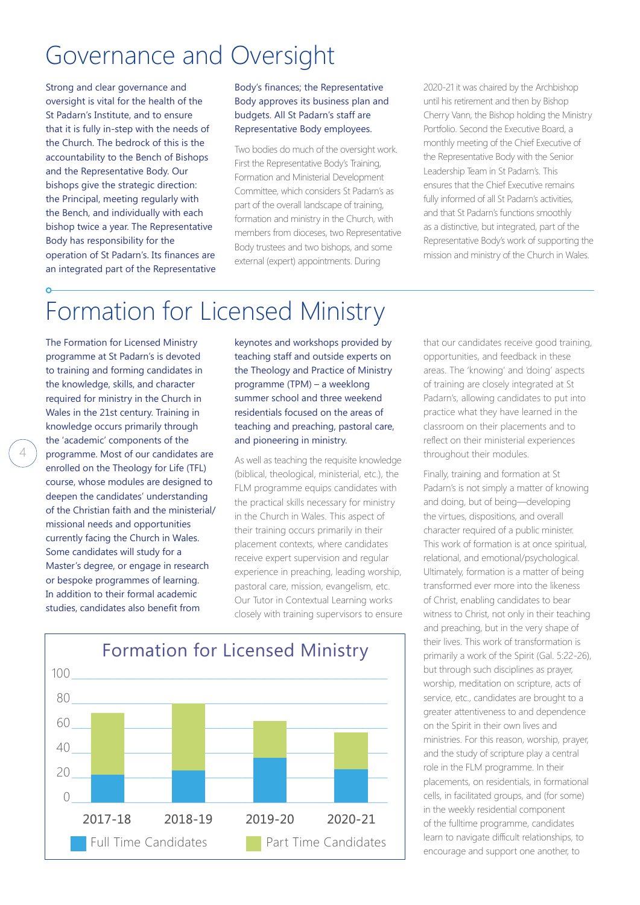# Governance and Oversight

Strong and clear governance and oversight is vital for the health of the St Padarn's Institute, and to ensure that it is fully in-step with the needs of the Church. The bedrock of this is the accountability to the Bench of Bishops and the Representative Body. Our bishops give the strategic direction: the Principal, meeting regularly with the Bench, and individually with each bishop twice a year. The Representative Body has responsibility for the operation of St Padarn's. Its finances are an integrated part of the Representative Body's finances; the Representative Body approves its business plan and budgets. All St Padarn's staff are Representative Body employees.

Two bodies do much of the oversight work. First the Representative Body's Training, Formation and Ministerial Development Committee, which considers St Padarn's as part of the overall landscape of training, formation and ministry in the Church, with members from dioceses, two Representative Body trustees and two bishops, and some external (expert) appointments. During 2020-21 it was chaired by the Archbishop until his retirement and then by Bishop Cherry Vann, the Bishop holding the Ministry Portfolio. Second the Executive Board, a monthly meeting of the Chief Executive of the Representative Body with the Senior Leadership Team in St Padarn's. This ensures that the Chief Executive remains fully informed of all St Padarn's activities, and that St Padarn's functions smoothly as a distinctive, but integrated, part of the Representative Body's work of supporting the mission and ministry of the Church in Wales.

# Formation for Licensed Ministry

The Formation for Licensed Ministry programme at St Padarn's is devoted to training and forming candidates in the knowledge, skills, and character required for ministry in the Church in Wales in the 21st century. Training in knowledge occurs primarily through the 'academic' components of the programme. Most of our candidates are enrolled on the Theology for Life (TFL) course, whose modules are designed to deepen the candidates' understanding of the Christian faith and the ministerial/missional needs and opportunities currently facing the Church in Wales. Some candidates will study for a Master's degree, or engage in research or bespoke programmes of learning. In addition to their formal academic studies, candidates also benefit from keynotes and workshops provided by teaching staff and outside experts on the Theology and Practice of Ministry programme (TPM) – a weeklong summer school and three weekend residentials focused on the areas of teaching and preaching, pastoral care, and pioneering in ministry.

As well as teaching the requisite knowledge (biblical, theological, ministerial, etc.), the FLM programme equips candidates with the practical skills necessary for ministry in the Church in Wales. This aspect of their training occurs primarily in their placement contexts, where candidates receive expert supervision and regular experience in preaching, leading worship, pastoral care, mission, evangelism, etc. Our Tutor in Contextual Learning works closely with training supervisors to ensure that our candidates receive good training, opportunities, and feedback in these areas. The 'knowing' and 'doing' aspects of training are closely integrated at St Padarn's, allowing candidates to put into practice what they have learned in the classroom on their placements and to reflect on their ministerial experiences throughout their modules.

Finally, training and formation at St Padarn's is not simply a matter of knowing and doing, but of being—developing the virtues, dispositions, and overall character required of a public minister. This work of formation is at once spiritual, relational, and emotional/psychological. Ultimately, formation is a matter of being transformed ever more into the likeness of Christ, enabling candidates to bear witness to Christ, not only in their teaching and preaching, but in the very shape of their lives. This work of transformation is primarily a work of the Spirit (Gal. 5:22-26), but through such disciplines as prayer, worship, meditation on scripture, acts of service, etc., candidates are brought to a greater attentiveness to and dependence on the Spirit in their own lives and ministries. For this reason, worship, prayer, and the study of scripture play a central role in the FLM programme. In their placements, on residentials, in formational cells, in facilitated groups, and (for some) in the weekly residential component of the fulltime programme, candidates learn to navigate difficult relationships, to encourage and support one another, to

**Formation for Licensed Ministry**

(Chart: Full Time Candidates and Part Time Candidates, 2017-18, 2018-19, 2019-20, 2020-21)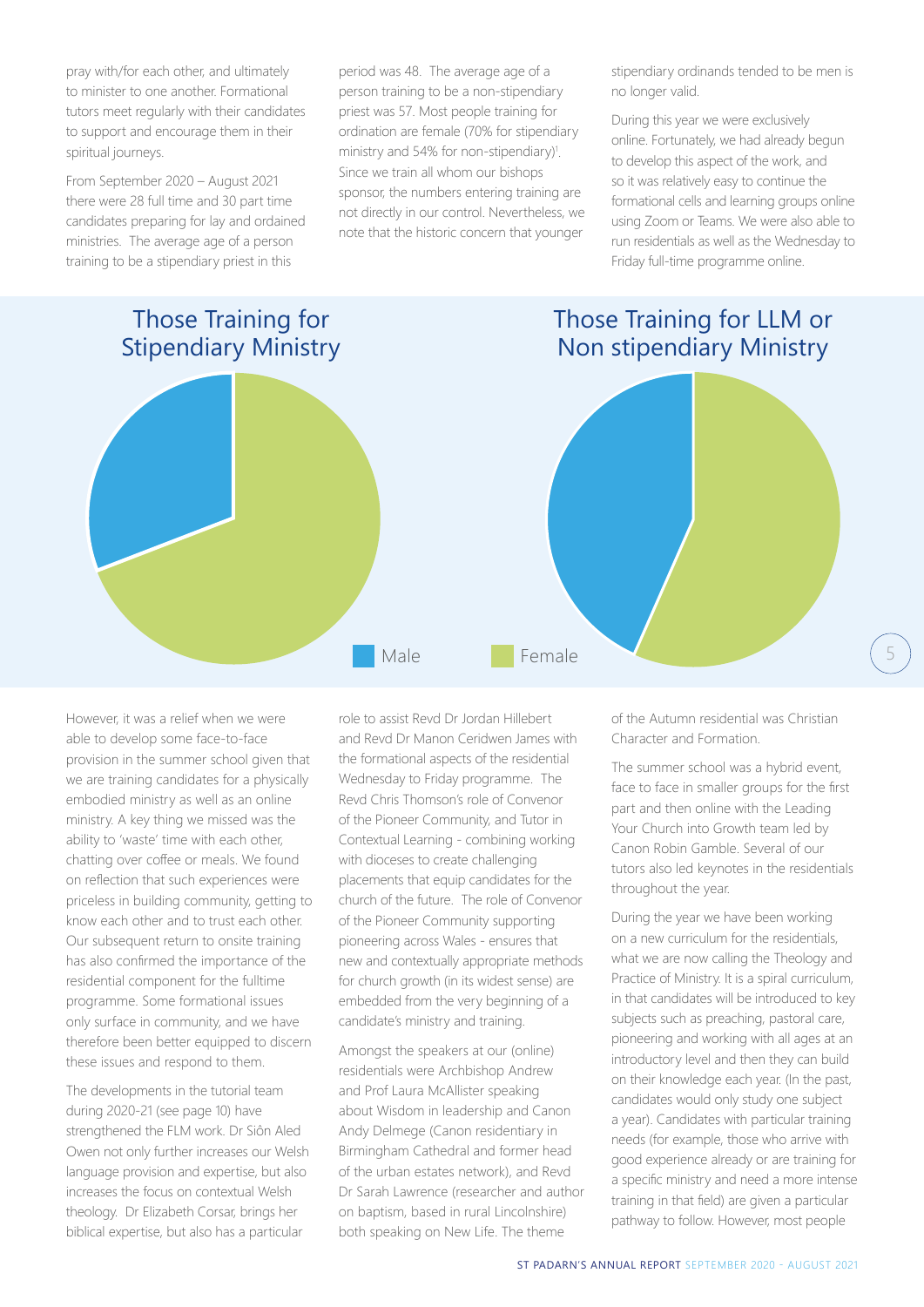pray with/for each other, and ultimately to minister to one another. Formational tutors meet regularly with their candidates to support and encourage them in their spiritual journeys.

From September 2020 – August 2021 there were 28 full time and 30 part time candidates preparing for lay and ordained ministries. The average age of a person training to be a stipendiary priest in this period was 48. The average age of a person training to be a non-stipendiary priest was 57. Most people training for ordination are female (70% for stipendiary ministry and 54% for non-stipendiary)[1]. Since we train all whom our bishops sponsor, the numbers entering training are not directly in our control. Nevertheless, we note that the historic concern that younger stipendiary ordinands tended to be men is no longer valid.

During this year we were exclusively online. Fortunately, we had already begun to develop this aspect of the work, and so it was relatively easy to continue the formational cells and learning groups online using Zoom or Teams. We were also able to run residentials as well as the Wednesday to Friday full-time programme online.

Those Training for Stipendiary Ministry

Those Training for LLM or Non stipendiary Ministry

Male

Female

However, it was a relief when we were able to develop some face-to-face provision in the summer school given that we are training candidates for a physically embodied ministry as well as an online ministry. A key thing we missed was the ability to 'waste' time with each other, chatting over coffee or meals. We found on reflection that such experiences were priceless in building community, getting to know each other and to trust each other. Our subsequent return to onsite training has also confirmed the importance of the residential component for the fulltime programme. Some formational issues only surface in community, and we have therefore been better equipped to discern these issues and respond to them.

The developments in the tutorial team during 2020-21 (see page 10) have strengthened the FLM work. Dr Siôn Aled Owen not only further increases our Welsh language provision and expertise, but also increases the focus on contextual Welsh theology. Dr Elizabeth Corsar, brings her biblical expertise, but also has a particular role to assist Revd Dr Jordan Hillebert and Revd Dr Manon Ceridwen James with the formational aspects of the residential Wednesday to Friday programme. The Revd Chris Thomson's role of Convenor of the Pioneer Community, and Tutor in Contextual Learning - combining working with dioceses to create challenging placements that equip candidates for the church of the future. The role of Convenor of the Pioneer Community supporting pioneering across Wales - ensures that new and contextually appropriate methods for church growth (in its widest sense) are embedded from the very beginning of a candidate's ministry and training.

Amongst the speakers at our (online) residentials were Archbishop Andrew and Prof Laura McAllister speaking about Wisdom in leadership and Canon Andy Delmege (Canon residentiary in Birmingham Cathedral and former head of the urban estates network), and Revd Dr Sarah Lawrence (researcher and author on baptism, based in rural Lincolnshire) both speaking on New Life. The theme of the Autumn residential was Christian Character and Formation.

The summer school was a hybrid event, face to face in smaller groups for the first part and then online with the Leading Your Church into Growth team led by Canon Robin Gamble. Several of our tutors also led keynotes in the residentials throughout the year.

During the year we have been working on a new curriculum for the residentials, what we are now calling the Theology and Practice of Ministry. It is a spiral curriculum, in that candidates will be introduced to key subjects such as preaching, pastoral care, pioneering and working with all ages at an introductory level and then they can build on their knowledge each year. (In the past, candidates would only study one subject a year). Candidates with particular training needs (for example, those who arrive with good experience already or are training for a specific ministry and need a more intense training in that field) are given a particular pathway to follow. However, most people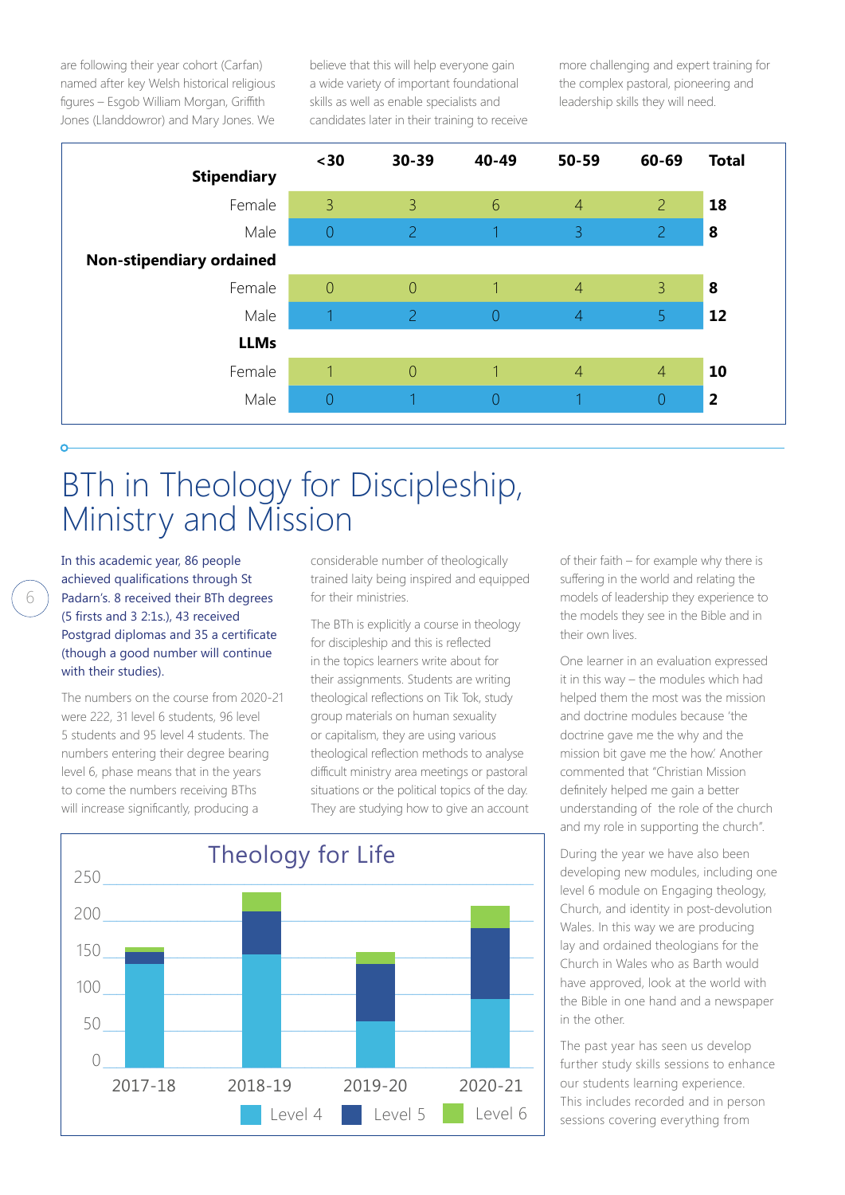are following their year cohort (Carfan) named after key Welsh historical religious figures – Esgob William Morgan, Griffith Jones (Llanddowror) and Mary Jones. We believe that this will help everyone gain a wide variety of important foundational skills as well as enable specialists and candidates later in their training to receive more challenging and expert training for the complex pastoral, pioneering and leadership skills they will need.

| | <30 | 30-39 | 40-49 | 50-59 | 60-69 | Total |
|---|---|---|---|---|---|---|
| **Stipendiary** | | | | | | |
| Female | 3 | 3 | 6 | 4 | 2 | **18** |
| Male | 0 | 2 | 1 | 3 | 2 | **8** |
| **Non-stipendiary ordained** | | | | | | |
| Female | 0 | 0 | 1 | 4 | 3 | **8** |
| Male | 1 | 2 | 0 | 4 | 5 | **12** |
| **LLMs** | | | | | | |
| Female | 1 | 0 | 1 | 4 | 4 | **10** |
| Male | 0 | 1 | 0 | 1 | 0 | **2** |

# BTh in Theology for Discipleship, Ministry and Mission

In this academic year, 86 people achieved qualifications through St Padarn's. 8 received their BTh degrees (5 firsts and 3 2:1s.), 43 received Postgrad diplomas and 35 a certificate (though a good number will continue with their studies).

The numbers on the course from 2020-21 were 222, 31 level 6 students, 96 level 5 students and 95 level 4 students. The numbers entering their degree bearing level 6, phase means that in the years to come the numbers receiving BThs will increase significantly, producing a considerable number of theologically trained laity being inspired and equipped for their ministries.

The BTh is explicitly a course in theology for discipleship and this is reflected in the topics learners write about for their assignments. Students are writing theological reflections on Tik Tok, study group materials on human sexuality or capitalism, they are using various theological reflection methods to analyse difficult ministry area meetings or pastoral situations or the political topics of the day. They are studying how to give an account of their faith – for example why there is suffering in the world and relating the models of leadership they experience to the models they see in the Bible and in their own lives.

One learner in an evaluation expressed it in this way – the modules which had helped them the most was the mission and doctrine modules because 'the doctrine gave me the why and the mission bit gave me the how.' Another commented that "Christian Mission definitely helped me gain a better understanding of the role of the church and my role in supporting the church".

During the year we have also been developing new modules, including one level 6 module on Engaging theology, Church, and identity in post-devolution Wales. In this way we are producing lay and ordained theologians for the Church in Wales who as Barth would have approved, look at the world with the Bible in one hand and a newspaper in the other.

The past year has seen us develop further study skills sessions to enhance our students learning experience. This includes recorded and in person sessions covering everything from

Theology for Life

250
200
150
100
50
0

2017-18
2018-19
2019-20
2020-21

Level 4
Level 5
Level 6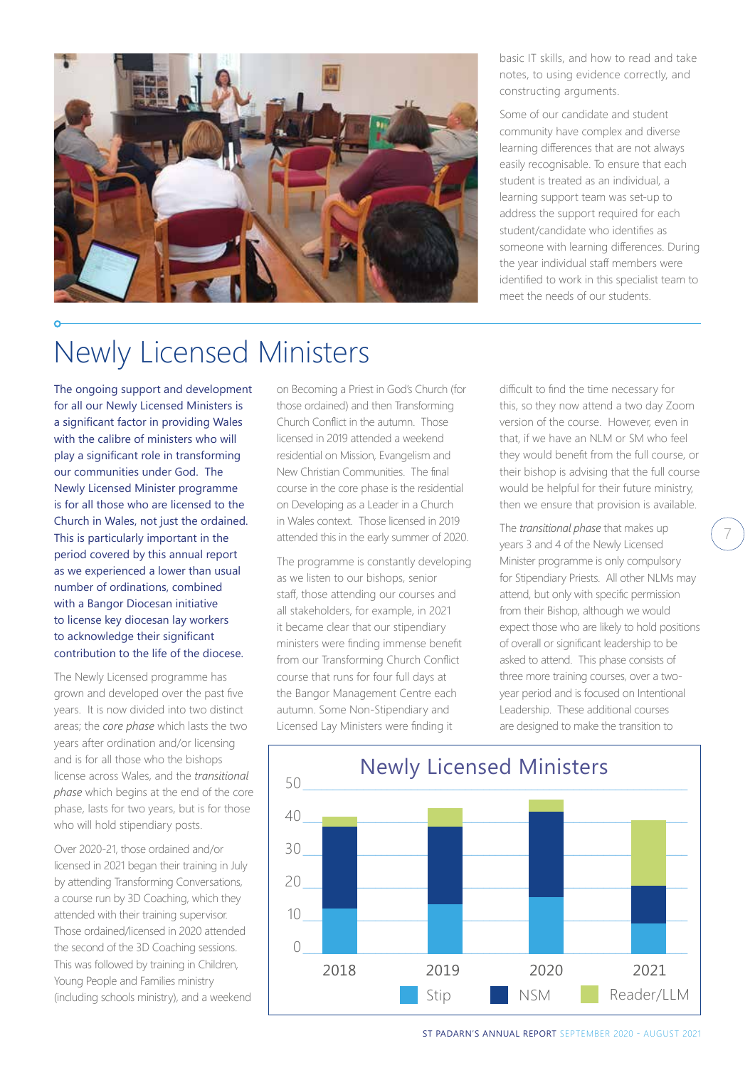basic IT skills, and how to read and take notes, to using evidence correctly, and constructing arguments.

Some of our candidate and student community have complex and diverse learning differences that are not always easily recognisable. To ensure that each student is treated as an individual, a learning support team was set-up to address the support required for each student/candidate who identifies as someone with learning differences. During the year individual staff members were identified to work in this specialist team to meet the needs of our students.

# Newly Licensed Ministers

The ongoing support and development for all our Newly Licensed Ministers is a significant factor in providing Wales with the calibre of ministers who will play a significant role in transforming our communities under God. The Newly Licensed Minister programme is for all those who are licensed to the Church in Wales, not just the ordained. This is particularly important in the period covered by this annual report as we experienced a lower than usual number of ordinations, combined with a Bangor Diocesan initiative to license key diocesan lay workers to acknowledge their significant contribution to the life of the diocese.

The Newly Licensed programme has grown and developed over the past five years. It is now divided into two distinct areas; the *core phase* which lasts the two years after ordination and/or licensing and is for all those who the bishops license across Wales, and the *transitional phase* which begins at the end of the core phase, lasts for two years, but is for those who will hold stipendiary posts.

Over 2020-21, those ordained and/or licensed in 2021 began their training in July by attending Transforming Conversations, a course run by 3D Coaching, which they attended with their training supervisor. Those ordained/licensed in 2020 attended the second of the 3D Coaching sessions. This was followed by training in Children, Young People and Families ministry (including schools ministry), and a weekend on Becoming a Priest in God's Church (for those ordained) and then Transforming Church Conflict in the autumn. Those licensed in 2019 attended a weekend residential on Mission, Evangelism and New Christian Communities. The final course in the core phase is the residential on Developing as a Leader in a Church in Wales context. Those licensed in 2019 attended this in the early summer of 2020.

The programme is constantly developing as we listen to our bishops, senior staff, those attending our courses and all stakeholders, for example, in 2021 it became clear that our stipendiary ministers were finding immense benefit from our Transforming Church Conflict course that runs for four full days at the Bangor Management Centre each autumn. Some Non-Stipendiary and Licensed Lay Ministers were finding it difficult to find the time necessary for this, so they now attend a two day Zoom version of the course. However, even in that, if we have an NLM or SM who feel they would benefit from the full course, or their bishop is advising that the full course would be helpful for their future ministry, then we ensure that provision is available.

The *transitional phase* that makes up years 3 and 4 of the Newly Licensed Minister programme is only compulsory for Stipendiary Priests. All other NLMs may attend, but only with specific permission from their Bishop, although we would expect those who are likely to hold positions of overall or significant leadership to be asked to attend. This phase consists of three more training courses, over a two-year period and is focused on Intentional Leadership. These additional courses are designed to make the transition to

Newly Licensed Ministers

50
40
30
20
10
0

2018 2019 2020 2021

Stip NSM Reader/LLM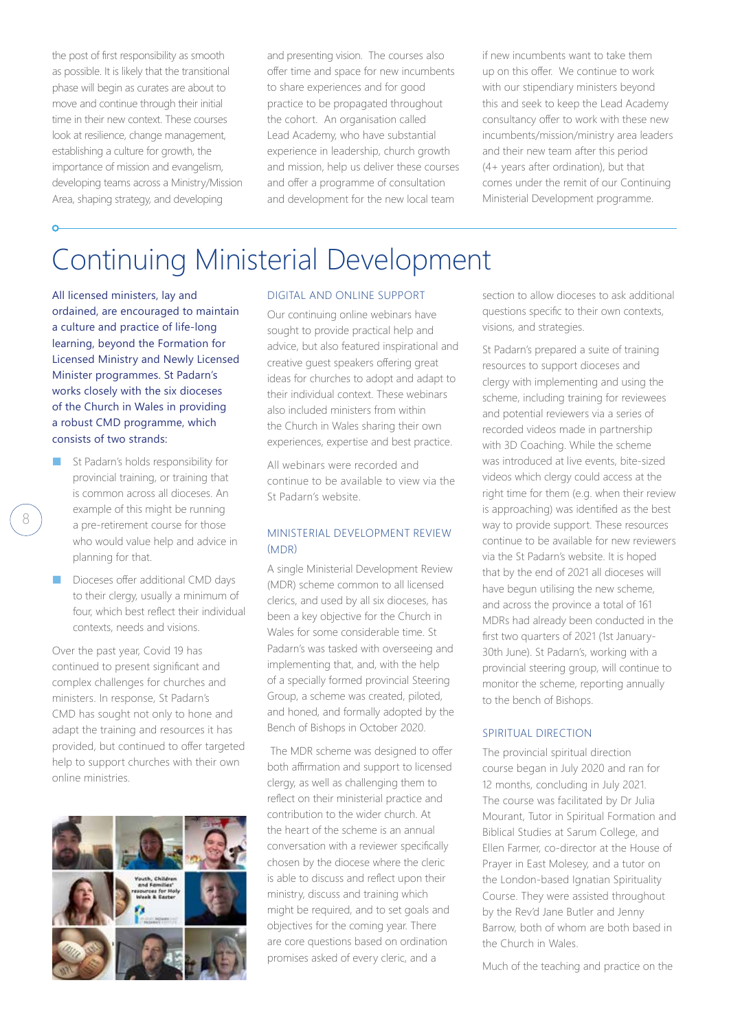the post of first responsibility as smooth as possible. It is likely that the transitional phase will begin as curates are about to move and continue through their initial time in their new context. These courses look at resilience, change management, establishing a culture for growth, the importance of mission and evangelism, developing teams across a Ministry/Mission Area, shaping strategy, and developing and presenting vision. The courses also offer time and space for new incumbents to share experiences and for good practice to be propagated throughout the cohort. An organisation called Lead Academy, who have substantial experience in leadership, church growth and mission, help us deliver these courses and offer a programme of consultation and development for the new local team if new incumbents want to take them up on this offer. We continue to work with our stipendiary ministers beyond this and seek to keep the Lead Academy consultancy offer to work with these new incumbents/mission/ministry area leaders and their new team after this period (4+ years after ordination), but that comes under the remit of our Continuing Ministerial Development programme.

# Continuing Ministerial Development

All licensed ministers, lay and ordained, are encouraged to maintain a culture and practice of life-long learning, beyond the Formation for Licensed Ministry and Newly Licensed Minister programmes. St Padarn's works closely with the six dioceses of the Church in Wales in providing a robust CMD programme, which consists of two strands:

- St Padarn's holds responsibility for provincial training, or training that is common across all dioceses. An example of this might be running a pre-retirement course for those who would value help and advice in planning for that.
- Dioceses offer additional CMD days to their clergy, usually a minimum of four, which best reflect their individual contexts, needs and visions.

Over the past year, Covid 19 has continued to present significant and complex challenges for churches and ministers. In response, St Padarn's CMD has sought not only to hone and adapt the training and resources it has provided, but continued to offer targeted help to support churches with their own online ministries.

## DIGITAL AND ONLINE SUPPORT

Our continuing online webinars have sought to provide practical help and advice, but also featured inspirational and creative guest speakers offering great ideas for churches to adopt and adapt to their individual context. These webinars also included ministers from within the Church in Wales sharing their own experiences, expertise and best practice.

All webinars were recorded and continue to be available to view via the St Padarn's website.

## MINISTERIAL DEVELOPMENT REVIEW (MDR)

A single Ministerial Development Review (MDR) scheme common to all licensed clerics, and used by all six dioceses, has been a key objective for the Church in Wales for some considerable time. St Padarn's was tasked with overseeing and implementing that, and, with the help of a specially formed provincial Steering Group, a scheme was created, piloted, and honed, and formally adopted by the Bench of Bishops in October 2020.

The MDR scheme was designed to offer both affirmation and support to licensed clergy, as well as challenging them to reflect on their ministerial practice and contribution to the wider church. At the heart of the scheme is an annual conversation with a reviewer specifically chosen by the diocese where the cleric is able to discuss and reflect upon their ministry, discuss and training which might be required, and to set goals and objectives for the coming year. There are core questions based on ordination promises asked of every cleric, and a section to allow dioceses to ask additional questions specific to their own contexts, visions, and strategies.

St Padarn's prepared a suite of training resources to support dioceses and clergy with implementing and using the scheme, including training for reviewees and potential reviewers via a series of recorded videos made in partnership with 3D Coaching. While the scheme was introduced at live events, bite-sized videos which clergy could access at the right time for them (e.g. when their review is approaching) was identified as the best way to provide support. These resources continue to be available for new reviewers via the St Padarn's website. It is hoped that by the end of 2021 all dioceses will have begun utilising the new scheme, and across the province a total of 161 MDRs had already been conducted in the first two quarters of 2021 (1st January-30th June). St Padarn's, working with a provincial steering group, will continue to monitor the scheme, reporting annually to the bench of Bishops.

## SPIRITUAL DIRECTION

The provincial spiritual direction course began in July 2020 and ran for 12 months, concluding in July 2021. The course was facilitated by Dr Julia Mourant, Tutor in Spiritual Formation and Biblical Studies at Sarum College, and Ellen Farmer, co-director at the House of Prayer in East Molesey, and a tutor on the London-based Ignatian Spirituality Course. They were assisted throughout by the Rev'd Jane Butler and Jenny Barrow, both of whom are both based in the Church in Wales.

Much of the teaching and practice on the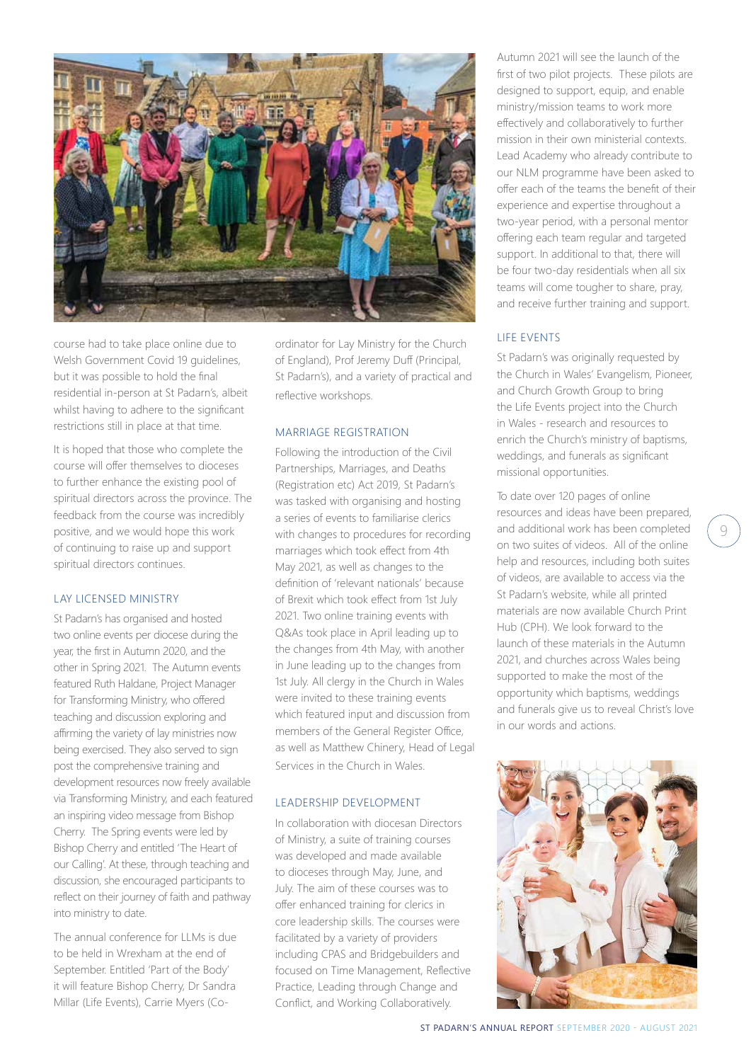course had to take place online due to Welsh Government Covid 19 guidelines, but it was possible to hold the final residential in-person at St Padarn's, albeit whilst having to adhere to the significant restrictions still in place at that time.

It is hoped that those who complete the course will offer themselves to dioceses to further enhance the existing pool of spiritual directors across the province. The feedback from the course was incredibly positive, and we would hope this work of continuing to raise up and support spiritual directors continues.

### LAY LICENSED MINISTRY

St Padarn's has organised and hosted two online events per diocese during the year, the first in Autumn 2020, and the other in Spring 2021. The Autumn events featured Ruth Haldane, Project Manager for Transforming Ministry, who offered teaching and discussion exploring and affirming the variety of lay ministries now being exercised. They also served to sign post the comprehensive training and development resources now freely available via Transforming Ministry, and each featured an inspiring video message from Bishop Cherry. The Spring events were led by Bishop Cherry and entitled 'The Heart of our Calling'. At these, through teaching and discussion, she encouraged participants to reflect on their journey of faith and pathway into ministry to date.

The annual conference for LLMs is due to be held in Wrexham at the end of September. Entitled 'Part of the Body' it will feature Bishop Cherry, Dr Sandra Millar (Life Events), Carrie Myers (Co-ordinator for Lay Ministry for the Church of England), Prof Jeremy Duff (Principal, St Padarn's), and a variety of practical and reflective workshops.

### MARRIAGE REGISTRATION

Following the introduction of the Civil Partnerships, Marriages, and Deaths (Registration etc) Act 2019, St Padarn's was tasked with organising and hosting a series of events to familiarise clerics with changes to procedures for recording marriages which took effect from 4th May 2021, as well as changes to the definition of 'relevant nationals' because of Brexit which took effect from 1st July 2021. Two online training events with Q&As took place in April leading up to the changes from 4th May, with another in June leading up to the changes from 1st July. All clergy in the Church in Wales were invited to these training events which featured input and discussion from members of the General Register Office, as well as Matthew Chinery, Head of Legal Services in the Church in Wales.

### LEADERSHIP DEVELOPMENT

In collaboration with diocesan Directors of Ministry, a suite of training courses was developed and made available to dioceses through May, June, and July. The aim of these courses was to offer enhanced training for clerics in core leadership skills. The courses were facilitated by a variety of providers including CPAS and Bridgebuilders and focused on Time Management, Reflective Practice, Leading through Change and Conflict, and Working Collaboratively.

Autumn 2021 will see the launch of the first of two pilot projects. These pilots are designed to support, equip, and enable ministry/mission teams to work more effectively and collaboratively to further mission in their own ministerial contexts. Lead Academy who already contribute to our NLM programme have been asked to offer each of the teams the benefit of their experience and expertise throughout a two-year period, with a personal mentor offering each team regular and targeted support. In additional to that, there will be four two-day residentials when all six teams will come tougher to share, pray, and receive further training and support.

### LIFE EVENTS

St Padarn's was originally requested by the Church in Wales' Evangelism, Pioneer, and Church Growth Group to bring the Life Events project into the Church in Wales - research and resources to enrich the Church's ministry of baptisms, weddings, and funerals as significant missional opportunities.

To date over 120 pages of online resources and ideas have been prepared, and additional work has been completed on two suites of videos. All of the online help and resources, including both suites of videos, are available to access via the St Padarn's website, while all printed materials are now available Church Print Hub (CPH). We look forward to the launch of these materials in the Autumn 2021, and churches across Wales being supported to make the most of the opportunity which baptisms, weddings and funerals give us to reveal Christ's love in our words and actions.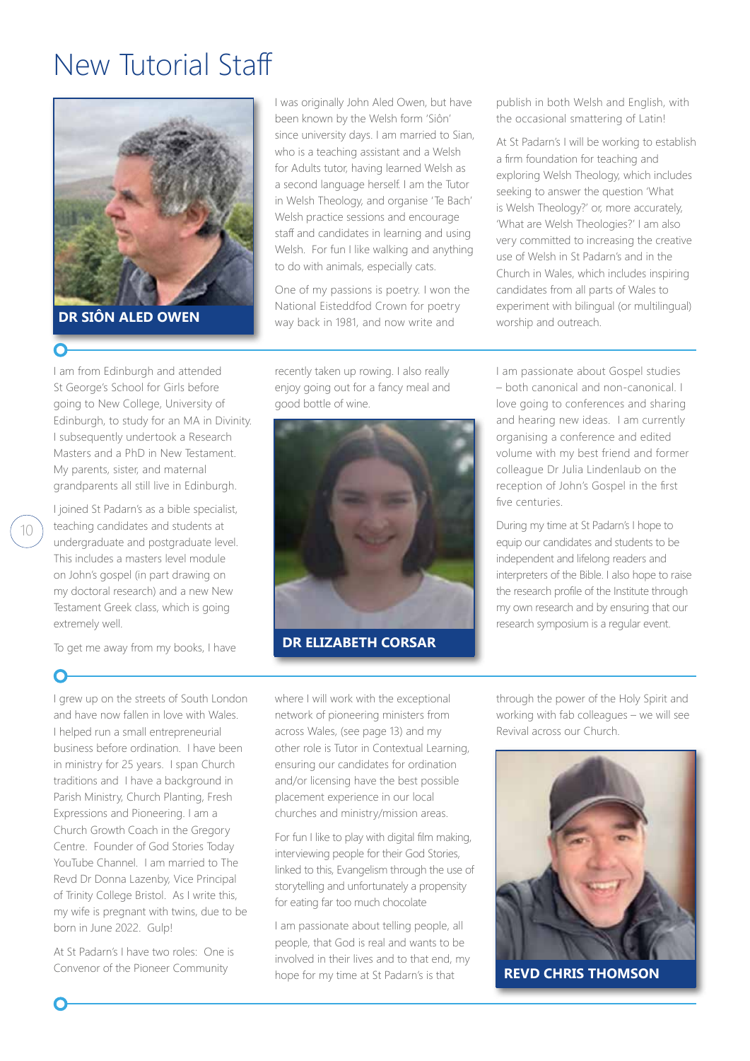# New Tutorial Staff

## DR SIÔN ALED OWEN

I was originally John Aled Owen, but have been known by the Welsh form 'Siôn' since university days. I am married to Sian, who is a teaching assistant and a Welsh for Adults tutor, having learned Welsh as a second language herself. I am the Tutor in Welsh Theology, and organise 'Te Bach' Welsh practice sessions and encourage staff and candidates in learning and using Welsh. For fun I like walking and anything to do with animals, especially cats.

One of my passions is poetry. I won the National Eisteddfod Crown for poetry way back in 1981, and now write and publish in both Welsh and English, with the occasional smattering of Latin!

At St Padarn's I will be working to establish a firm foundation for teaching and exploring Welsh Theology, which includes seeking to answer the question 'What is Welsh Theology?' or, more accurately, 'What are Welsh Theologies?' I am also very committed to increasing the creative use of Welsh in St Padarn's and in the Church in Wales, which includes inspiring candidates from all parts of Wales to experiment with bilingual (or multilingual) worship and outreach.

## DR ELIZABETH CORSAR

I am from Edinburgh and attended St George's School for Girls before going to New College, University of Edinburgh, to study for an MA in Divinity. I subsequently undertook a Research Masters and a PhD in New Testament. My parents, sister, and maternal grandparents all still live in Edinburgh.

I joined St Padarn's as a bible specialist, teaching candidates and students at undergraduate and postgraduate level. This includes a masters level module on John's gospel (in part drawing on my doctoral research) and a new New Testament Greek class, which is going extremely well.

To get me away from my books, I have recently taken up rowing. I also really enjoy going out for a fancy meal and good bottle of wine.

I am passionate about Gospel studies – both canonical and non-canonical. I love going to conferences and sharing and hearing new ideas. I am currently organising a conference and edited volume with my best friend and former colleague Dr Julia Lindenlaub on the reception of John's Gospel in the first five centuries.

During my time at St Padarn's I hope to equip our candidates and students to be independent and lifelong readers and interpreters of the Bible. I also hope to raise the research profile of the Institute through my own research and by ensuring that our research symposium is a regular event.

## REVD CHRIS THOMSON

I grew up on the streets of South London and have now fallen in love with Wales. I helped run a small entrepreneurial business before ordination. I have been in ministry for 25 years. I span Church traditions and I have a background in Parish Ministry, Church Planting, Fresh Expressions and Pioneering. I am a Church Growth Coach in the Gregory Centre. Founder of God Stories Today YouTube Channel. I am married to The Revd Dr Donna Lazenby, Vice Principal of Trinity College Bristol. As I write this, my wife is pregnant with twins, due to be born in June 2022. Gulp!

At St Padarn's I have two roles: One is Convenor of the Pioneer Community where I will work with the exceptional network of pioneering ministers from across Wales, (see page 13) and my other role is Tutor in Contextual Learning, ensuring our candidates for ordination and/or licensing have the best possible placement experience in our local churches and ministry/mission areas.

For fun I like to play with digital film making, interviewing people for their God Stories, linked to this, Evangelism through the use of storytelling and unfortunately a propensity for eating far too much chocolate

I am passionate about telling people, all people, that God is real and wants to be involved in their lives and to that end, my hope for my time at St Padarn's is that through the power of the Holy Spirit and working with fab colleagues – we will see Revival across our Church.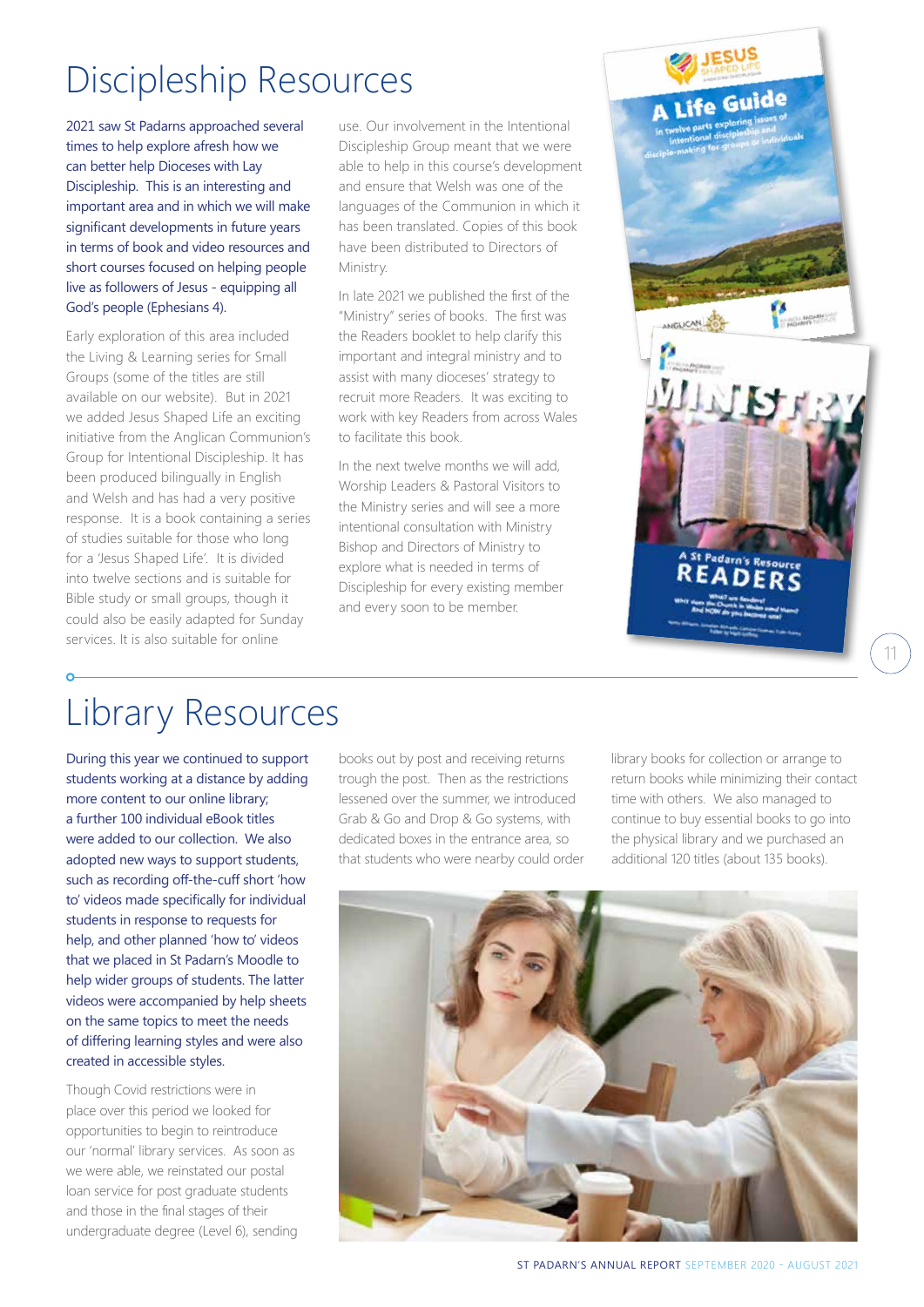# Discipleship Resources

2021 saw St Padarns approached several times to help explore afresh how we can better help Dioceses with Lay Discipleship. This is an interesting and important area and in which we will make significant developments in future years in terms of book and video resources and short courses focused on helping people live as followers of Jesus - equipping all God's people (Ephesians 4).

Early exploration of this area included the Living & Learning series for Small Groups (some of the titles are still available on our website). But in 2021 we added Jesus Shaped Life an exciting initiative from the Anglican Communion's Group for Intentional Discipleship. It has been produced bilingually in English and Welsh and has had a very positive response. It is a book containing a series of studies suitable for those who long for a 'Jesus Shaped Life'. It is divided into twelve sections and is suitable for Bible study or small groups, though it could also be easily adapted for Sunday services. It is also suitable for online use. Our involvement in the Intentional Discipleship Group meant that we were able to help in this course's development and ensure that Welsh was one of the languages of the Communion in which it has been translated. Copies of this book have been distributed to Directors of Ministry.

In late 2021 we published the first of the "Ministry" series of books. The first was the Readers booklet to help clarify this important and integral ministry and to assist with many dioceses' strategy to recruit more Readers. It was exciting to work with key Readers from across Wales to facilitate this book.

In the next twelve months we will add, Worship Leaders & Pastoral Visitors to the Ministry series and will see a more intentional consultation with Ministry Bishop and Directors of Ministry to explore what is needed in terms of Discipleship for every existing member and every soon to be member.

# Library Resources

During this year we continued to support students working at a distance by adding more content to our online library; a further 100 individual eBook titles were added to our collection. We also adopted new ways to support students, such as recording off-the-cuff short 'how to' videos made specifically for individual students in response to requests for help, and other planned 'how to' videos that we placed in St Padarn's Moodle to help wider groups of students. The latter videos were accompanied by help sheets on the same topics to meet the needs of differing learning styles and were also created in accessible styles.

Though Covid restrictions were in place over this period we looked for opportunities to begin to reintroduce our 'normal' library services. As soon as we were able, we reinstated our postal loan service for post graduate students and those in the final stages of their undergraduate degree (Level 6), sending books out by post and receiving returns trough the post. Then as the restrictions lessened over the summer, we introduced Grab & Go and Drop & Go systems, with dedicated boxes in the entrance area, so that students who were nearby could order library books for collection or arrange to return books while minimizing their contact time with others. We also managed to continue to buy essential books to go into the physical library and we purchased an additional 120 titles (about 135 books).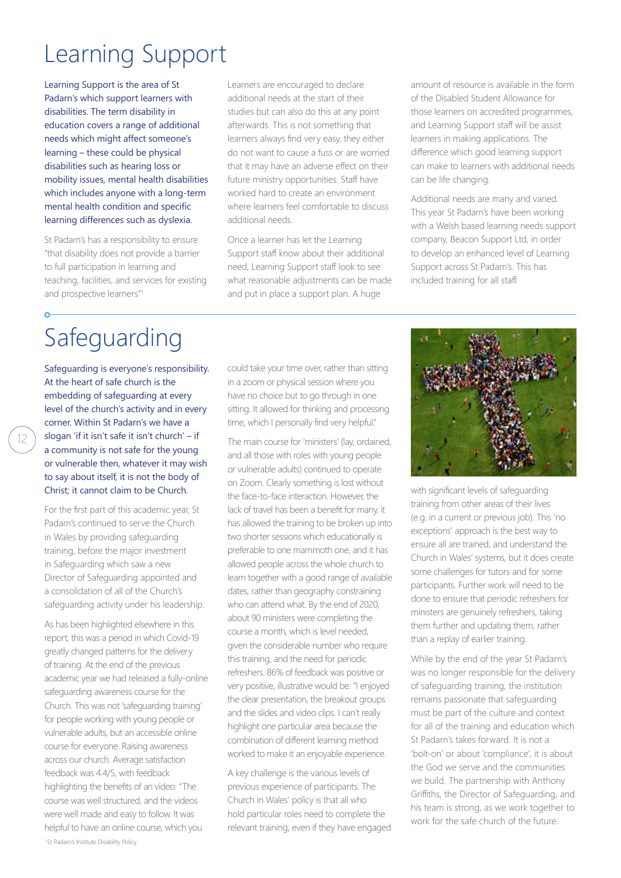# Learning Support

Learning Support is the area of St Padarn's which support learners with disabilities. The term disability in education covers a range of additional needs which might affect someone's learning – these could be physical disabilities such as hearing loss or mobility issues, mental health disabilities which includes anyone with a long-term mental health condition and specific learning differences such as dyslexia.

St Padarn's has a responsibility to ensure "that disability does not provide a barrier to full participation in learning and teaching, facilities, and services for existing and prospective learners"[1]

Learners are encouraged to declare additional needs at the start of their studies but can also do this at any point afterwards. This is not something that learners always find very easy, they either do not want to cause a fuss or are worried that it may have an adverse effect on their future ministry opportunities. Staff have worked hard to create an environment where learners feel comfortable to discuss additional needs.

Once a learner has let the Learning Support staff know about their additional need, Learning Support staff look to see what reasonable adjustments can be made and put in place a support plan. A huge amount of resource is available in the form of the Disabled Student Allowance for those learners on accredited programmes, and Learning Support staff will be assist learners in making applications. The difference which good learning support can make to learners with additional needs can be life changing.

Additional needs are many and varied. This year St Padarn's have been working with a Welsh based learning needs support company, Beacon Support Ltd, in order to develop an enhanced level of Learning Support across St Padarn's. This has included training for all staff.

# Safeguarding

Safeguarding is everyone's responsibility. At the heart of safe church is the embedding of safeguarding at every level of the church's activity and in every corner. Within St Padarn's we have a slogan 'if it isn't safe it isn't church' – if a community is not safe for the young or vulnerable then, whatever it may wish to say about itself, it is not the body of Christ; it cannot claim to be Church.

For the first part of this academic year, St Padarn's continued to serve the Church in Wales by providing safeguarding training, before the major investment in Safeguarding which saw a new Director of Safeguarding appointed and a consolidation of all of the Church's safeguarding activity under his leadership.

As has been highlighted elsewhere in this report, this was a period in which Covid-19 greatly changed patterns for the delivery of training. At the end of the previous academic year we had released a fully-online safeguarding awareness course for the Church. This was not 'safeguarding training' for people working with young people or vulnerable adults, but an accessible online course for everyone. Raising awareness across our church. Average satisfaction feedback was 4.4/5, with feedback highlighting the benefits of an video: "The course was well structured, and the videos were well made and easy to follow. It was helpful to have an online course, which you could take your time over, rather than sitting in a zoom or physical session where you have no choice but to go through in one sitting. It allowed for thinking and processing time, which I personally find very helpful."

The main course for 'ministers' (lay, ordained, and all those with roles with young people or vulnerable adults) continued to operate on Zoom. Clearly something is lost without the face-to-face interaction. However, the lack of travel has been a benefit for many, it has allowed the training to be broken up into two shorter sessions which educationally is preferable to one mammoth one, and it has allowed people across the whole church to learn together with a good range of available dates, rather than geography constraining who can attend what. By the end of 2020, about 90 ministers were completing the course a month, which is level needed, given the considerable number who require this training, and the need for periodic refreshers. 86% of feedback was positive or very positive, illustrative would be: "I enjoyed the clear presentation, the breakout groups and the slides and video clips. I can't really highlight one particular area because the combination of different learning method worked to make it an enjoyable experience.

A key challenge is the various levels of previous experience of participants. The Church in Wales' policy is that all who hold particular roles need to complete the relevant training, even if they have engaged with significant levels of safeguarding training from other areas of their lives (e.g. in a current or previous job). This 'no exceptions' approach is the best way to ensure all are trained, and understand the Church in Wales' systems, but it does create some challenges for tutors and for some participants. Further work will need to be done to ensure that periodic refreshers for ministers are genuinely refreshers, taking them further and updating them, rather than a replay of earlier training.

While by the end of the year St Padarn's was no longer responsible for the delivery of safeguarding training, the institution remains passionate that safeguarding must be part of the culture and context for all of the training and education which St Padarn's takes forward. It is not a 'bolt-on' or about 'compliance', it is about the God we serve and the communities we build. The partnership with Anthony Griffiths, the Director of Safeguarding, and his team is strong, as we work together to work for the safe church of the future.

[1] St Padarn's Institute Disability Policy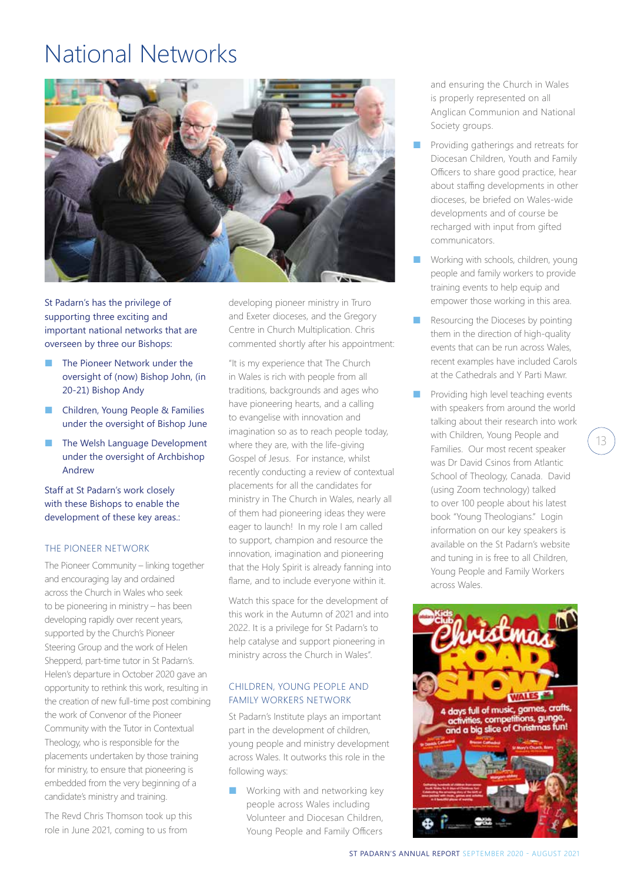# National Networks

St Padarn's has the privilege of supporting three exciting and important national networks that are overseen by three our Bishops:

- The Pioneer Network under the oversight of (now) Bishop John, (in 20-21) Bishop Andy
- Children, Young People & Families under the oversight of Bishop June
- The Welsh Language Development under the oversight of Archbishop Andrew

Staff at St Padarn's work closely with these Bishops to enable the development of these key areas.:

## THE PIONEER NETWORK

The Pioneer Community – linking together and encouraging lay and ordained across the Church in Wales who seek to be pioneering in ministry – has been developing rapidly over recent years, supported by the Church's Pioneer Steering Group and the work of Helen Shepperd, part-time tutor in St Padarn's. Helen's departure in October 2020 gave an opportunity to rethink this work, resulting in the creation of new full-time post combining the work of Convenor of the Pioneer Community with the Tutor in Contextual Theology, who is responsible for the placements undertaken by those training for ministry, to ensure that pioneering is embedded from the very beginning of a candidate's ministry and training.

The Revd Chris Thomson took up this role in June 2021, coming to us from developing pioneer ministry in Truro and Exeter dioceses, and the Gregory Centre in Church Multiplication. Chris commented shortly after his appointment:

"It is my experience that The Church in Wales is rich with people from all traditions, backgrounds and ages who have pioneering hearts, and a calling to evangelise with innovation and imagination so as to reach people today, where they are, with the life-giving Gospel of Jesus. For instance, whilst recently conducting a review of contextual placements for all the candidates for ministry in The Church in Wales, nearly all of them had pioneering ideas they were eager to launch! In my role I am called to support, champion and resource the innovation, imagination and pioneering that the Holy Spirit is already fanning into flame, and to include everyone within it.

Watch this space for the development of this work in the Autumn of 2021 and into 2022. It is a privilege for St Padarn's to help catalyse and support pioneering in ministry across the Church in Wales".

## CHILDREN, YOUNG PEOPLE AND FAMILY WORKERS NETWORK

St Padarn's Institute plays an important part in the development of children, young people and ministry development across Wales. It outworks this role in the following ways:

- Working with and networking key people across Wales including Volunteer and Diocesan Children, Young People and Family Officers and ensuring the Church in Wales is properly represented on all Anglican Communion and National Society groups.
- Providing gatherings and retreats for Diocesan Children, Youth and Family Officers to share good practice, hear about staffing developments in other dioceses, be briefed on Wales-wide developments and of course be recharged with input from gifted communicators.
- Working with schools, children, young people and family workers to provide training events to help equip and empower those working in this area.
- Resourcing the Dioceses by pointing them in the direction of high-quality events that can be run across Wales, recent examples have included Carols at the Cathedrals and Y Parti Mawr.
- Providing high level teaching events with speakers from around the world talking about their research into work with Children, Young People and Families. Our most recent speaker was Dr David Csinos from Atlantic School of Theology, Canada. David (using Zoom technology) talked to over 100 people about his latest book "Young Theologians." Login information on our key speakers is available on the St Padarn's website and tuning in is free to all Children, Young People and Family Workers across Wales.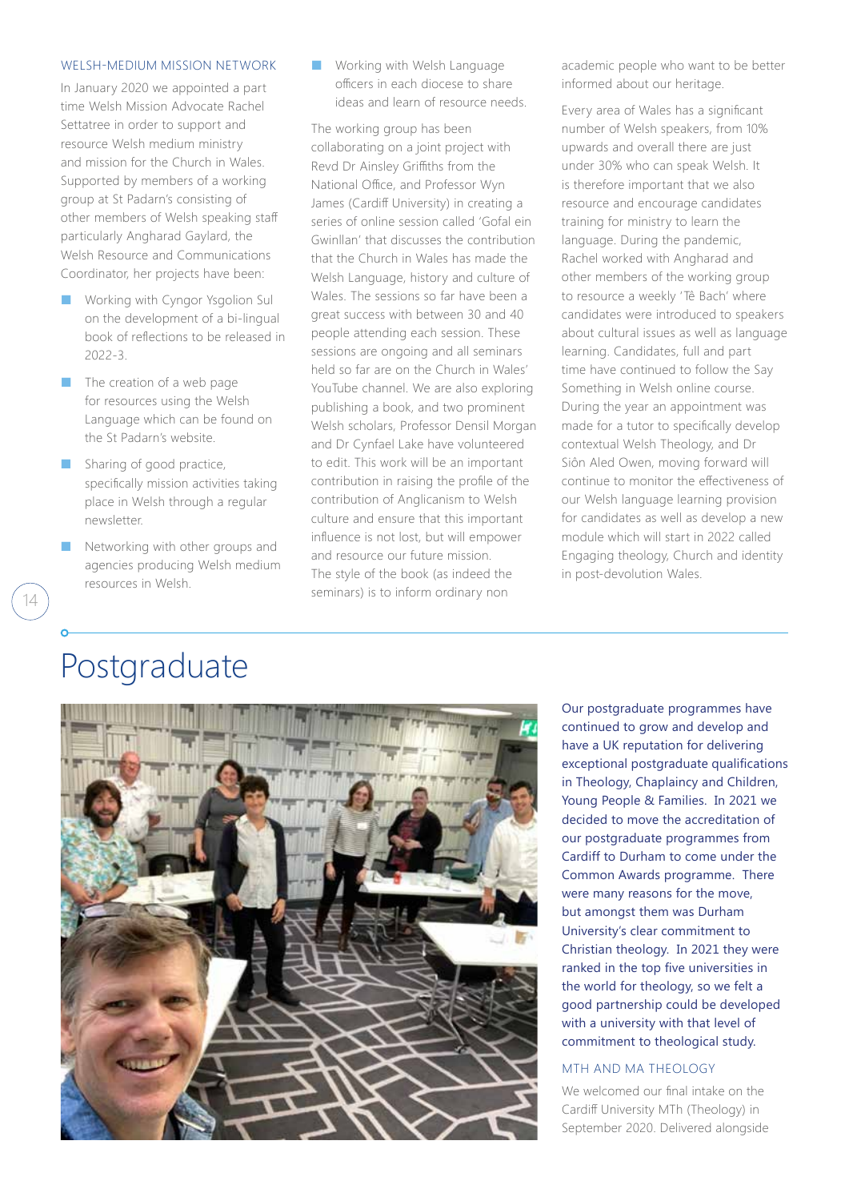### WELSH-MEDIUM MISSION NETWORK

In January 2020 we appointed a part time Welsh Mission Advocate Rachel Settatree in order to support and resource Welsh medium ministry and mission for the Church in Wales. Supported by members of a working group at St Padarn's consisting of other members of Welsh speaking staff particularly Angharad Gaylard, the Welsh Resource and Communications Coordinator, her projects have been:

- Working with Cyngor Ysgolion Sul on the development of a bi-lingual book of reflections to be released in 2022-3.
- The creation of a web page for resources using the Welsh Language which can be found on the St Padarn's website.
- Sharing of good practice, specifically mission activities taking place in Welsh through a regular newsletter.
- Networking with other groups and agencies producing Welsh medium resources in Welsh.
- Working with Welsh Language officers in each diocese to share ideas and learn of resource needs.

The working group has been collaborating on a joint project with Revd Dr Ainsley Griffiths from the National Office, and Professor Wyn James (Cardiff University) in creating a series of online session called 'Gofal ein Gwinllan' that discusses the contribution that the Church in Wales has made the Welsh Language, history and culture of Wales. The sessions so far have been a great success with between 30 and 40 people attending each session. These sessions are ongoing and all seminars held so far are on the Church in Wales' YouTube channel. We are also exploring publishing a book, and two prominent Welsh scholars, Professor Densil Morgan and Dr Cynfael Lake have volunteered to edit. This work will be an important contribution in raising the profile of the contribution of Anglicanism to Welsh culture and ensure that this important influence is not lost, but will empower and resource our future mission. The style of the book (as indeed the seminars) is to inform ordinary non academic people who want to be better informed about our heritage.

Every area of Wales has a significant number of Welsh speakers, from 10% upwards and overall there are just under 30% who can speak Welsh. It is therefore important that we also resource and encourage candidates training for ministry to learn the language. During the pandemic, Rachel worked with Angharad and other members of the working group to resource a weekly 'Tê Bach' where candidates were introduced to speakers about cultural issues as well as language learning. Candidates, full and part time have continued to follow the Say Something in Welsh online course. During the year an appointment was made for a tutor to specifically develop contextual Welsh Theology, and Dr Siôn Aled Owen, moving forward will continue to monitor the effectiveness of our Welsh language learning provision for candidates as well as develop a new module which will start in 2022 called Engaging theology, Church and identity in post-devolution Wales.

# Postgraduate

Our postgraduate programmes have continued to grow and develop and have a UK reputation for delivering exceptional postgraduate qualifications in Theology, Chaplaincy and Children, Young People & Families. In 2021 we decided to move the accreditation of our postgraduate programmes from Cardiff to Durham to come under the Common Awards programme. There were many reasons for the move, but amongst them was Durham University's clear commitment to Christian theology. In 2021 they were ranked in the top five universities in the world for theology, so we felt a good partnership could be developed with a university with that level of commitment to theological study.

### MTH AND MA THEOLOGY

We welcomed our final intake on the Cardiff University MTh (Theology) in September 2020. Delivered alongside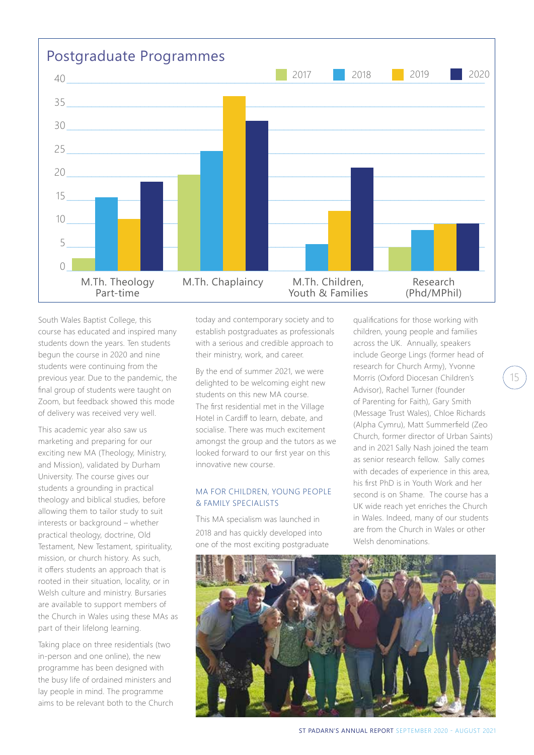## Postgraduate Programmes

2017 2018 2019 2020

40
35
30
25
20
15
10
5
0

M.Th. Theology Part-time
M.Th. Chaplaincy
M.Th. Children, Youth & Families
Research (Phd/MPhil)

South Wales Baptist College, this course has educated and inspired many students down the years. Ten students begun the course in 2020 and nine students were continuing from the previous year. Due to the pandemic, the final group of students were taught on Zoom, but feedback showed this mode of delivery was received very well.

This academic year also saw us marketing and preparing for our exciting new MA (Theology, Ministry, and Mission), validated by Durham University. The course gives our students a grounding in practical theology and biblical studies, before allowing them to tailor study to suit their interests or background – whether practical theology, doctrine, Old Testament, New Testament, spirituality, mission, or church history. As such, it offers students an approach that is rooted in their situation, locality, or in Welsh culture and ministry. Bursaries are available to support members of the Church in Wales using these MAs as part of their lifelong learning.

Taking place on three residentials (two in-person and one online), the new programme has been designed with the busy life of ordained ministers and lay people in mind. The programme aims to be relevant both to the Church today and contemporary society and to establish postgraduates as professionals with a serious and credible approach to their ministry, work, and career.

By the end of summer 2021, we were delighted to be welcoming eight new students on this new MA course. The first residential met in the Village Hotel in Cardiff to learn, debate, and socialise. There was much excitement amongst the group and the tutors as we looked forward to our first year on this innovative new course.

### MA FOR CHILDREN, YOUNG PEOPLE & FAMILY SPECIALISTS

This MA specialism was launched in 2018 and has quickly developed into one of the most exciting postgraduate qualifications for those working with children, young people and families across the UK. Annually, speakers include George Lings (former head of research for Church Army), Yvonne Morris (Oxford Diocesan Children's Advisor), Rachel Turner (founder of Parenting for Faith), Gary Smith (Message Trust Wales), Chloe Richards (Alpha Cymru), Matt Summerfield (Zeo Church, former director of Urban Saints) and in 2021 Sally Nash joined the team as senior research fellow. Sally comes with decades of experience in this area, his first PhD is in Youth Work and her second is on Shame. The course has a UK wide reach yet enriches the Church in Wales. Indeed, many of our students are from the Church in Wales or other Welsh denominations.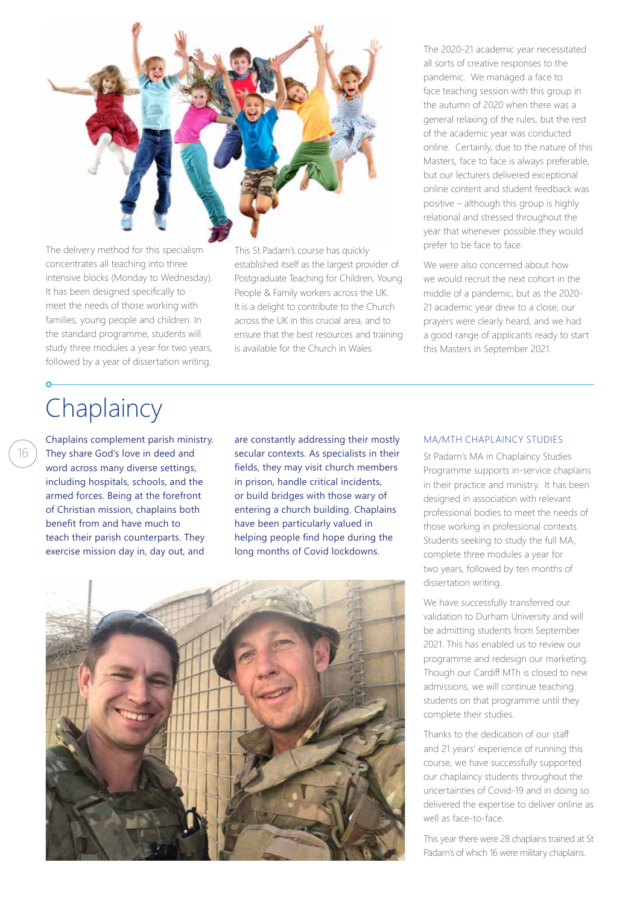The delivery method for this specialism concentrates all teaching into three intensive blocks (Monday to Wednesday). It has been designed specifically to meet the needs of those working with families, young people and children. In the standard programme, students will study three modules a year for two years, followed by a year of dissertation writing.

This St Padarn's course has quickly established itself as the largest provider of Postgraduate Teaching for Children, Young People & Family workers across the UK. It is a delight to contribute to the Church across the UK in this crucial area, and to ensure that the best resources and training is available for the Church in Wales.

The 2020-21 academic year necessitated all sorts of creative responses to the pandemic. We managed a face to face teaching session with this group in the autumn of 2020 when there was a general relaxing of the rules, but the rest of the academic year was conducted online. Certainly, due to the nature of this Masters, face to face is always preferable, but our lecturers delivered exceptional online content and student feedback was positive – although this group is highly relational and stressed throughout the year that whenever possible they would prefer to be face to face.

We were also concerned about how we would recruit the next cohort in the middle of a pandemic, but as the 2020-21 academic year drew to a close, our prayers were clearly heard, and we had a good range of applicants ready to start this Masters in September 2021.

# Chaplaincy

Chaplains complement parish ministry. They share God's love in deed and word across many diverse settings, including hospitals, schools, and the armed forces. Being at the forefront of Christian mission, chaplains both benefit from and have much to teach their parish counterparts. They exercise mission day in, day out, and are constantly addressing their mostly secular contexts. As specialists in their fields, they may visit church members in prison, handle critical incidents, or build bridges with those wary of entering a church building. Chaplains have been particularly valued in helping people find hope during the long months of Covid lockdowns.

## MA/MTH CHAPLAINCY STUDIES

St Padarn's MA in Chaplaincy Studies Programme supports in-service chaplains in their practice and ministry. It has been designed in association with relevant professional bodies to meet the needs of those working in professional contexts. Students seeking to study the full MA, complete three modules a year for two years, followed by ten months of dissertation writing.

We have successfully transferred our validation to Durham University and will be admitting students from September 2021. This has enabled us to review our programme and redesign our marketing. Though our Cardiff MTh is closed to new admissions, we will continue teaching students on that programme until they complete their studies.

Thanks to the dedication of our staff and 21 years' experience of running this course, we have successfully supported our chaplaincy students throughout the uncertainties of Covid-19 and in doing so delivered the expertise to deliver online as well as face-to-face.

This year there were 28 chaplains trained at St Padarn's of which 16 were military chaplains.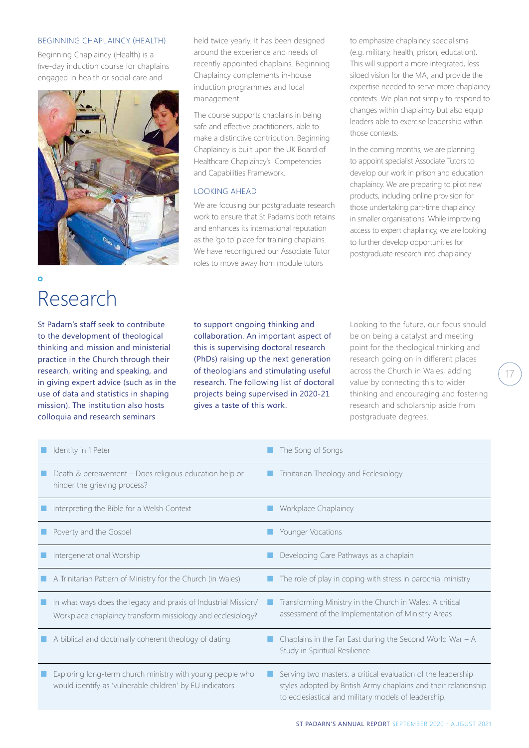### BEGINNING CHAPLAINCY (HEALTH)

Beginning Chaplaincy (Health) is a five-day induction course for chaplains engaged in health or social care and held twice yearly. It has been designed around the experience and needs of recently appointed chaplains. Beginning Chaplaincy complements in-house induction programmes and local management.

The course supports chaplains in being safe and effective practitioners, able to make a distinctive contribution. Beginning Chaplaincy is built upon the UK Board of Healthcare Chaplaincy's Competencies and Capabilities Framework.

### LOOKING AHEAD

We are focusing our postgraduate research work to ensure that St Padarn's both retains and enhances its international reputation as the 'go to' place for training chaplains. We have reconfigured our Associate Tutor roles to move away from module tutors to emphasize chaplaincy specialisms (e.g. military, health, prison, education). This will support a more integrated, less siloed vision for the MA, and provide the expertise needed to serve more chaplaincy contexts. We plan not simply to respond to changes within chaplaincy but also equip leaders able to exercise leadership within those contexts.

In the coming months, we are planning to appoint specialist Associate Tutors to develop our work in prison and education chaplaincy. We are preparing to pilot new products, including online provision for those undertaking part-time chaplaincy in smaller organisations. While improving access to expert chaplaincy, we are looking to further develop opportunities for postgraduate research into chaplaincy.

# Research

St Padarn's staff seek to contribute to the development of theological thinking and mission and ministerial practice in the Church through their research, writing and speaking, and in giving expert advice (such as in the use of data and statistics in shaping mission). The institution also hosts colloquia and research seminars to support ongoing thinking and collaboration. An important aspect of this is supervising doctoral research (PhDs) raising up the next generation of theologians and stimulating useful research. The following list of doctoral projects being supervised in 2020-21 gives a taste of this work.

Looking to the future, our focus should be on being a catalyst and meeting point for the theological thinking and research going on in different places across the Church in Wales, adding value by connecting this to wider thinking and encouraging and fostering research and scholarship aside from postgraduate degrees.

| | |
|---|---|
| Identity in 1 Peter | The Song of Songs |
| Death & bereavement – Does religious education help or hinder the grieving process? | Trinitarian Theology and Ecclesiology |
| Interpreting the Bible for a Welsh Context | Workplace Chaplaincy |
| Poverty and the Gospel | Younger Vocations |
| Intergenerational Worship | Developing Care Pathways as a chaplain |
| A Trinitarian Pattern of Ministry for the Church (in Wales) | The role of play in coping with stress in parochial ministry |
| In what ways does the legacy and praxis of Industrial Mission/ Workplace chaplaincy transform missiology and ecclesiology? | Transforming Ministry in the Church in Wales: A critical assessment of the Implementation of Ministry Areas |
| A biblical and doctrinally coherent theology of dating | Chaplains in the Far East during the Second World War – A Study in Spiritual Resilience. |
| Exploring long-term church ministry with young people who would identify as 'vulnerable children' by EU indicators. | Serving two masters: a critical evaluation of the leadership styles adopted by British Army chaplains and their relationship to ecclesiastical and military models of leadership. |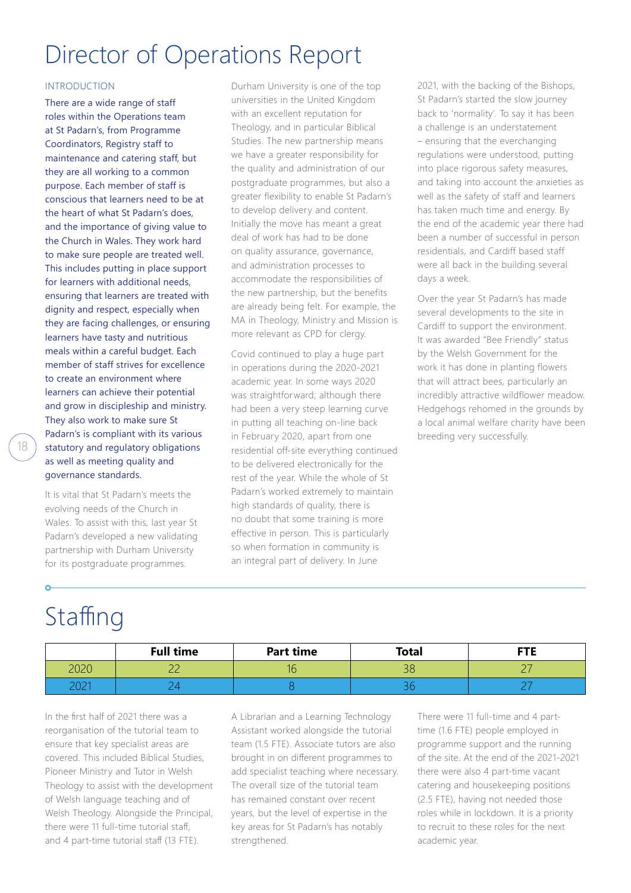# Director of Operations Report

INTRODUCTION

There are a wide range of staff roles within the Operations team at St Padarn's, from Programme Coordinators, Registry staff to maintenance and catering staff, but they are all working to a common purpose. Each member of staff is conscious that learners need to be at the heart of what St Padarn's does, and the importance of giving value to the Church in Wales. They work hard to make sure people are treated well. This includes putting in place support for learners with additional needs, ensuring that learners are treated with dignity and respect, especially when they are facing challenges, or ensuring learners have tasty and nutritious meals within a careful budget. Each member of staff strives for excellence to create an environment where learners can achieve their potential and grow in discipleship and ministry. They also work to make sure St Padarn's is compliant with its various statutory and regulatory obligations as well as meeting quality and governance standards.

It is vital that St Padarn's meets the evolving needs of the Church in Wales. To assist with this, last year St Padarn's developed a new validating partnership with Durham University for its postgraduate programmes.

Durham University is one of the top universities in the United Kingdom with an excellent reputation for Theology, and in particular Biblical Studies. The new partnership means we have a greater responsibility for the quality and administration of our postgraduate programmes, but also a greater flexibility to enable St Padarn's to develop delivery and content. Initially the move has meant a great deal of work has had to be done on quality assurance, governance, and administration processes to accommodate the responsibilities of the new partnership, but the benefits are already being felt. For example, the MA in Theology, Ministry and Mission is more relevant as CPD for clergy.

Covid continued to play a huge part in operations during the 2020-2021 academic year. In some ways 2020 was straightforward; although there had been a very steep learning curve in putting all teaching on-line back in February 2020, apart from one residential off-site everything continued to be delivered electronically for the rest of the year. While the whole of St Padarn's worked extremely to maintain high standards of quality, there is no doubt that some training is more effective in person. This is particularly so when formation in community is an integral part of delivery. In June 2021, with the backing of the Bishops, St Padarn's started the slow journey back to 'normality'. To say it has been a challenge is an understatement – ensuring that the everchanging regulations were understood, putting into place rigorous safety measures, and taking into account the anxieties as well as the safety of staff and learners has taken much time and energy. By the end of the academic year there had been a number of successful in person residentials, and Cardiff based staff were all back in the building several days a week.

Over the year St Padarn's has made several developments to the site in Cardiff to support the environment. It was awarded "Bee Friendly" status by the Welsh Government for the work it has done in planting flowers that will attract bees, particularly an incredibly attractive wildflower meadow. Hedgehogs rehomed in the grounds by a local animal welfare charity have been breeding very successfully.

# Staffing

| | Full time | Part time | Total | FTE |
|---|---|---|---|---|
| 2020 | 22 | 16 | 38 | 27 |
| 2021 | 24 | 8 | 36 | 27 |

In the first half of 2021 there was a reorganisation of the tutorial team to ensure that key specialist areas are covered. This included Biblical Studies, Pioneer Ministry and Tutor in Welsh Theology to assist with the development of Welsh language teaching and of Welsh Theology. Alongside the Principal, there were 11 full-time tutorial staff, and 4 part-time tutorial staff (13 FTE).

A Librarian and a Learning Technology Assistant worked alongside the tutorial team (1.5 FTE). Associate tutors are also brought in on different programmes to add specialist teaching where necessary. The overall size of the tutorial team has remained constant over recent years, but the level of expertise in the key areas for St Padarn's has notably strengthened.

There were 11 full-time and 4 part-time (1.6 FTE) people employed in programme support and the running of the site. At the end of the 2021-2021 there were also 4 part-time vacant catering and housekeeping positions (2.5 FTE), having not needed those roles while in lockdown. It is a priority to recruit to these roles for the next academic year.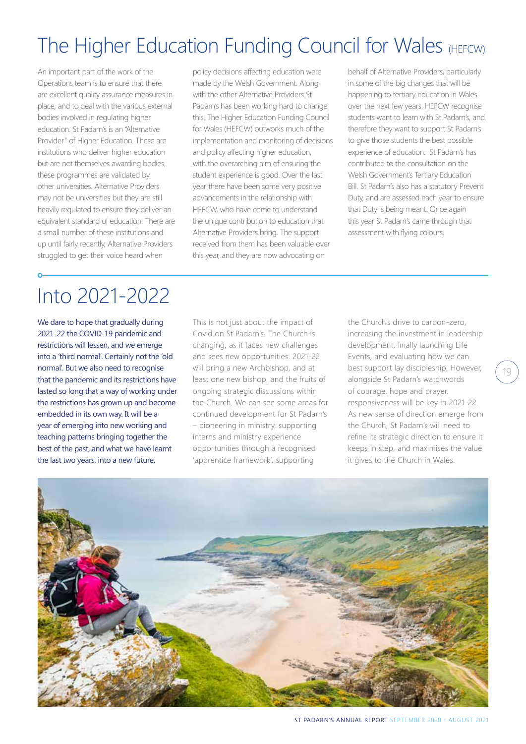# The Higher Education Funding Council for Wales (HEFCW)

An important part of the work of the Operations team is to ensure that there are excellent quality assurance measures in place, and to deal with the various external bodies involved in regulating higher education. St Padarn's is an "Alternative Provider" of Higher Education. These are institutions who deliver higher education but are not themselves awarding bodies, these programmes are validated by other universities. Alternative Providers may not be universities but they are still heavily regulated to ensure they deliver an equivalent standard of education. There are a small number of these institutions and up until fairly recently, Alternative Providers struggled to get their voice heard when policy decisions affecting education were made by the Welsh Government. Along with the other Alternative Providers St Padarn's has been working hard to change this. The Higher Education Funding Council for Wales (HEFCW) outworks much of the implementation and monitoring of decisions and policy affecting higher education, with the overarching aim of ensuring the student experience is good. Over the last year there have been some very positive advancements in the relationship with HEFCW, who have come to understand the unique contribution to education that Alternative Providers bring. The support received from them has been valuable over this year, and they are now advocating on behalf of Alternative Providers, particularly in some of the big changes that will be happening to tertiary education in Wales over the next few years. HEFCW recognise students want to learn with St Padarn's, and therefore they want to support St Padarn's to give those students the best possible experience of education. St Padarn's has contributed to the consultation on the Welsh Government's Tertiary Education Bill. St Padarn's also has a statutory Prevent Duty, and are assessed each year to ensure that Duty is being meant. Once again this year St Padarn's came through that assessment with flying colours.

# Into 2021-2022

We dare to hope that gradually during 2021-22 the COVID-19 pandemic and restrictions will lessen, and we emerge into a 'third normal'. Certainly not the 'old normal'. But we also need to recognise that the pandemic and its restrictions have lasted so long that a way of working under the restrictions has grown up and become embedded in its own way. It will be a year of emerging into new working and teaching patterns bringing together the best of the past, and what we have learnt the last two years, into a new future.

This is not just about the impact of Covid on St Padarn's. The Church is changing, as it faces new challenges and sees new opportunities. 2021-22 will bring a new Archbishop, and at least one new bishop, and the fruits of ongoing strategic discussions within the Church. We can see some areas for continued development for St Padarn's – pioneering in ministry, supporting interns and ministry experience opportunities through a recognised 'apprentice framework', supporting the Church's drive to carbon-zero, increasing the investment in leadership development, finally launching Life Events, and evaluating how we can best support lay discipleship. However, alongside St Padarn's watchwords of courage, hope and prayer, responsiveness will be key in 2021-22. As new sense of direction emerge from the Church, St Padarn's will need to refine its strategic direction to ensure it keeps in step, and maximises the value it gives to the Church in Wales.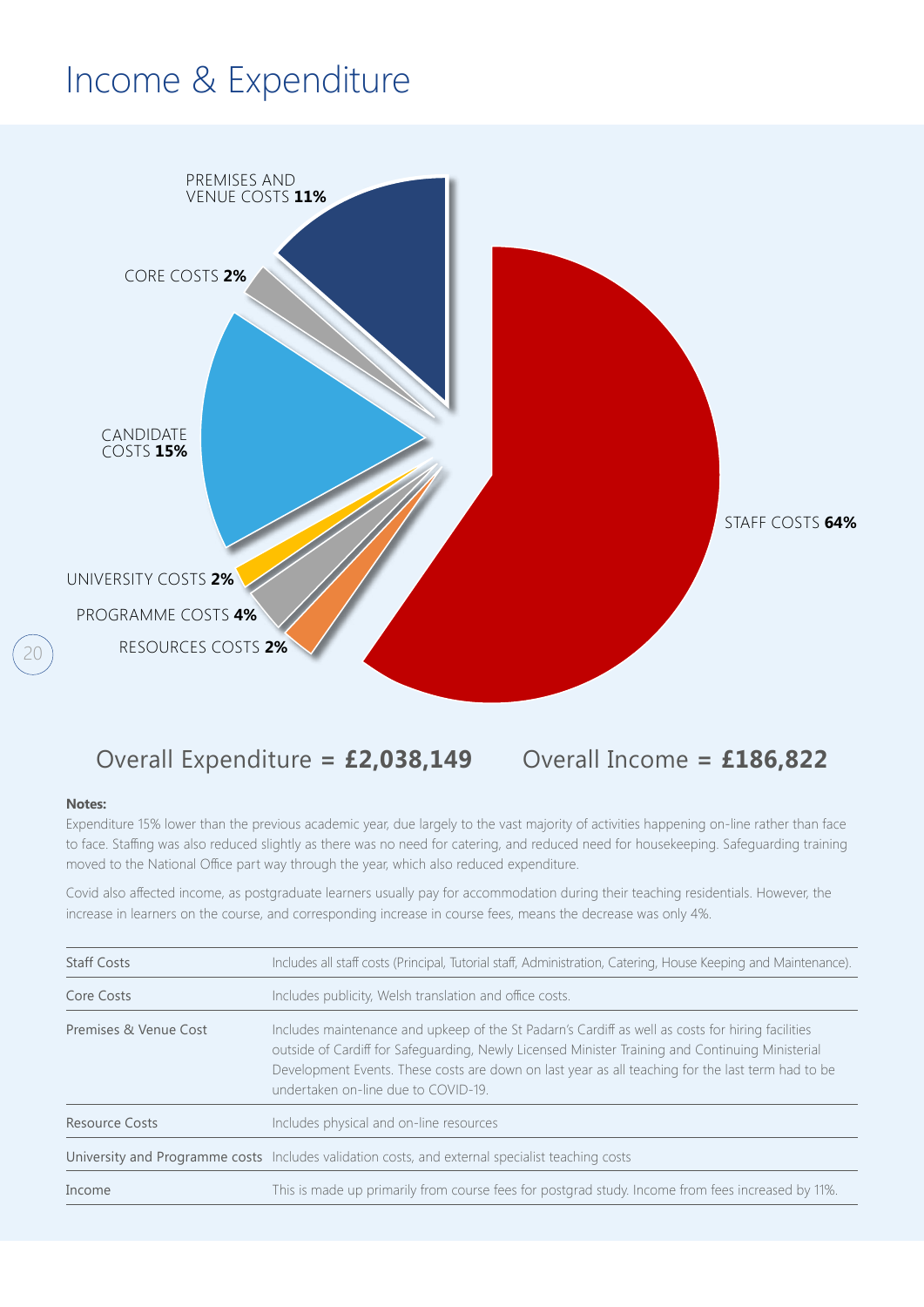# Income & Expenditure

PREMISES AND VENUE COSTS **11%**

CORE COSTS **2%**

CANDIDATE COSTS **15%**

UNIVERSITY COSTS **2%**

PROGRAMME COSTS **4%**

RESOURCES COSTS **2%**

STAFF COSTS **64%**

Overall Expenditure = **£2,038,149**

Overall Income = **£186,822**

**Notes:**

Expenditure 15% lower than the previous academic year, due largely to the vast majority of activities happening on-line rather than face to face. Staffing was also reduced slightly as there was no need for catering, and reduced need for housekeeping. Safeguarding training moved to the National Office part way through the year, which also reduced expenditure.

Covid also affected income, as postgraduate learners usually pay for accommodation during their teaching residentials. However, the increase in learners on the course, and corresponding increase in course fees, means the decrease was only 4%.

| | |
|---|---|
| Staff Costs | Includes all staff costs (Principal, Tutorial staff, Administration, Catering, House Keeping and Maintenance). |
| Core Costs | Includes publicity, Welsh translation and office costs. |
| Premises & Venue Cost | Includes maintenance and upkeep of the St Padarn's Cardiff as well as costs for hiring facilities outside of Cardiff for Safeguarding, Newly Licensed Minister Training and Continuing Ministerial Development Events. These costs are down on last year as all teaching for the last term had to be undertaken on-line due to COVID-19. |
| Resource Costs | Includes physical and on-line resources |
| University and Programme costs | Includes validation costs, and external specialist teaching costs |
| Income | This is made up primarily from course fees for postgrad study. Income from fees increased by 11%. |